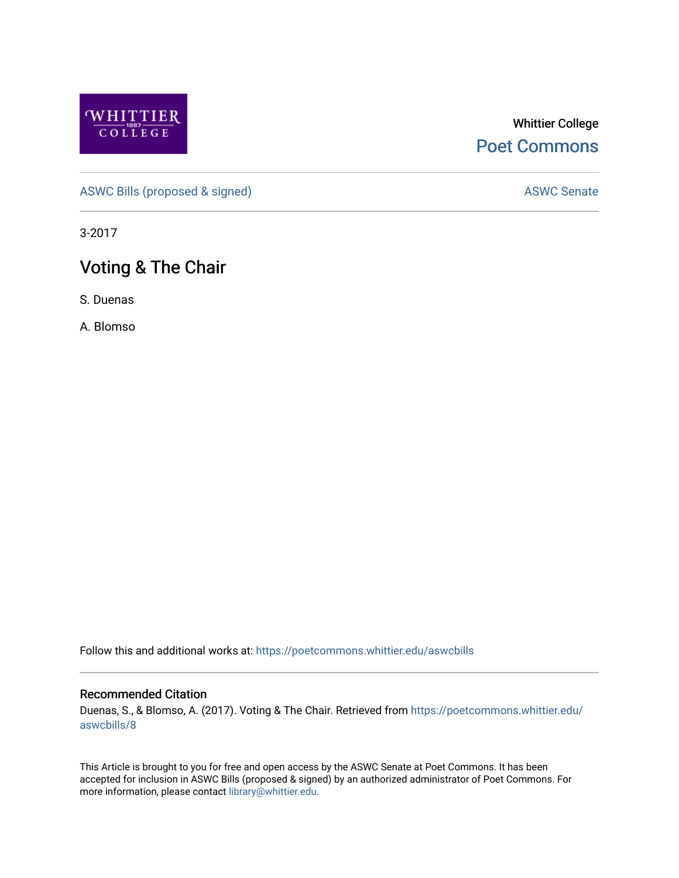Whittier College

Poet Commons

ASWC Bills (proposed & signed)

ASWC Senate

3-2017

# Voting & The Chair

S. Duenas

A. Blomso

Follow this and additional works at: https://poetcommons.whittier.edu/aswcbills

## Recommended Citation

Duenas, S., & Blomso, A. (2017). Voting & The Chair. Retrieved from https://poetcommons.whittier.edu/aswcbills/8

This Article is brought to you for free and open access by the ASWC Senate at Poet Commons. It has been accepted for inclusion in ASWC Bills (proposed & signed) by an authorized administrator of Poet Commons. For more information, please contact library@whittier.edu.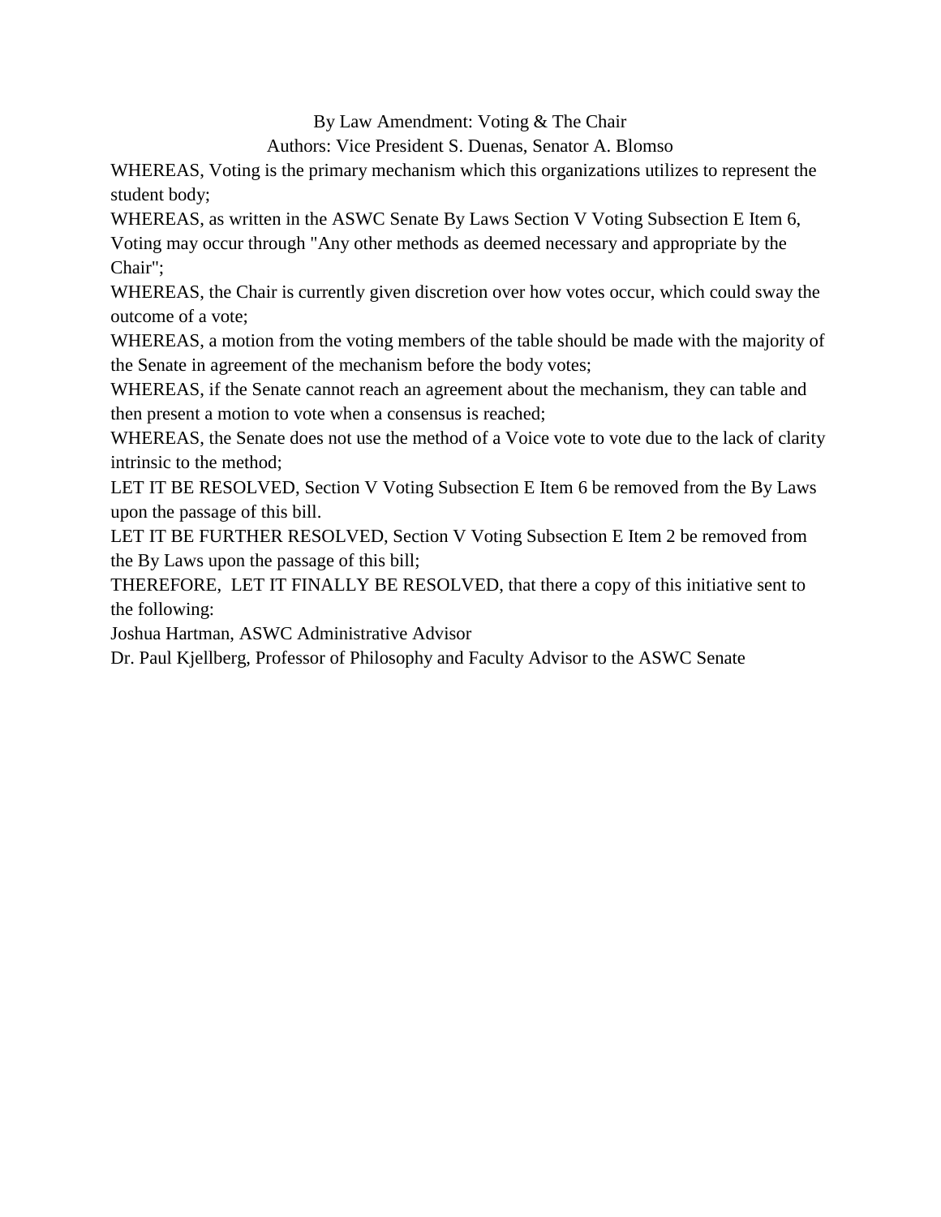By Law Amendment: Voting & The Chair

Authors: Vice President S. Duenas, Senator A. Blomso

WHEREAS, Voting is the primary mechanism which this organizations utilizes to represent the student body;

WHEREAS, as written in the ASWC Senate By Laws Section V Voting Subsection E Item 6, Voting may occur through "Any other methods as deemed necessary and appropriate by the Chair";

WHEREAS, the Chair is currently given discretion over how votes occur, which could sway the outcome of a vote;

WHEREAS, a motion from the voting members of the table should be made with the majority of the Senate in agreement of the mechanism before the body votes;

WHEREAS, if the Senate cannot reach an agreement about the mechanism, they can table and then present a motion to vote when a consensus is reached;

WHEREAS, the Senate does not use the method of a Voice vote to vote due to the lack of clarity intrinsic to the method;

LET IT BE RESOLVED, Section V Voting Subsection E Item 6 be removed from the By Laws upon the passage of this bill.

LET IT BE FURTHER RESOLVED, Section V Voting Subsection E Item 2 be removed from the By Laws upon the passage of this bill;

THEREFORE, LET IT FINALLY BE RESOLVED, that there a copy of this initiative sent to the following:

Joshua Hartman, ASWC Administrative Advisor

Dr. Paul Kjellberg, Professor of Philosophy and Faculty Advisor to the ASWC Senate